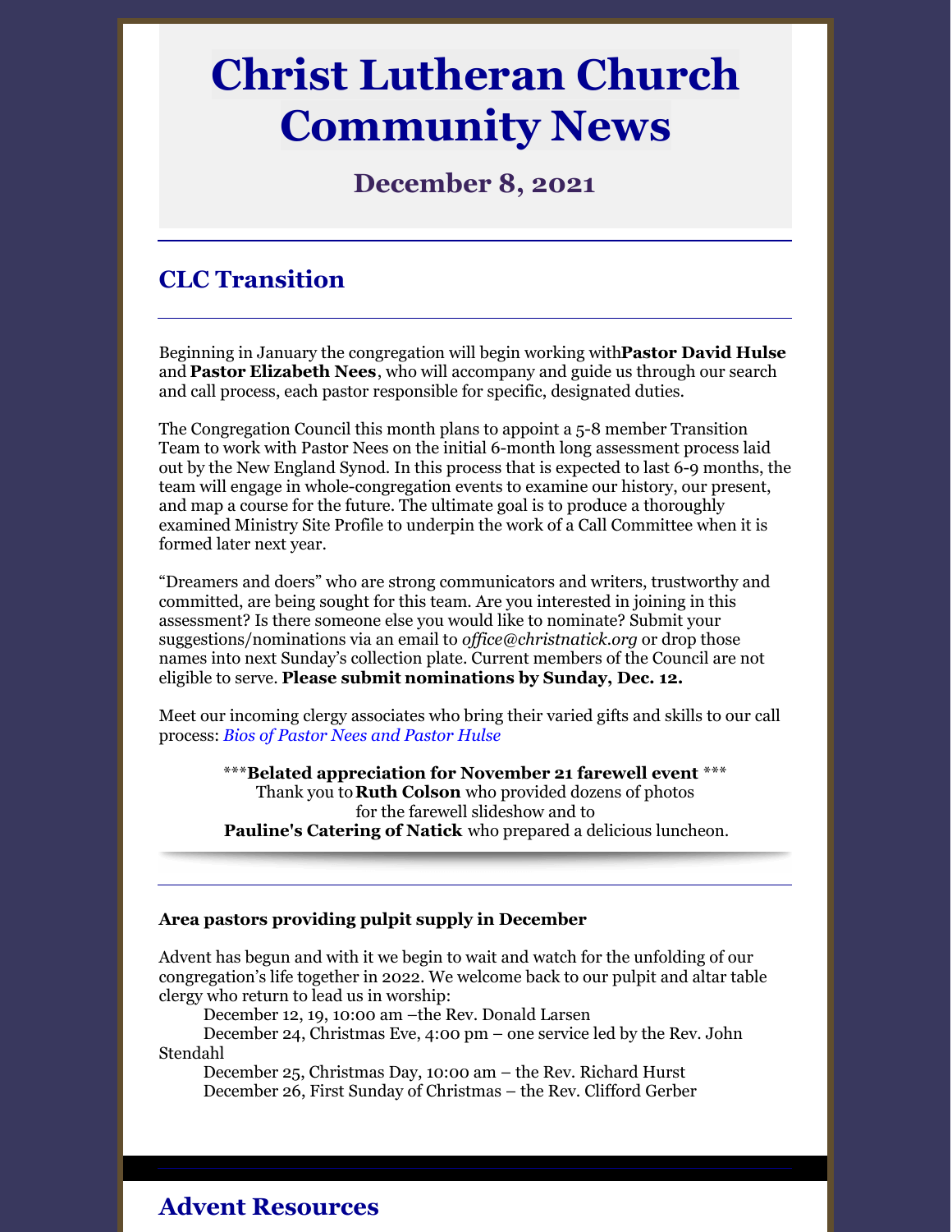# Christ Lutheran Church Community News

### December 8, 2021

## CLC Transition

Beginning in January the congregation will begin working with**Pastor David Hulse** and **Pastor Elizabeth Nees**, who will accompany and guide us through our search and call process, each pastor responsible for specific, designated duties.

The Congregation Council this month plans to appoint a 5-8 member Transition Team to work with Pastor Nees on the initial 6-month long assessment process laid out by the New England Synod. In this process that is expected to last 6-9 months, the team will engage in whole-congregation events to examine our history, our present, and map a course for the future. The ultimate goal is to produce a thoroughly examined Ministry Site Profile to underpin the work of a Call Committee when it is formed later next year.

"Dreamers and doers" who are strong communicators and writers, trustworthy and committed, are being sought for this team. Are you interested in joining in this assessment? Is there someone else you would like to nominate? Submit your suggestions/nominations via an email to *office@christnatick.org* or drop those names into next Sunday's collection plate. Current members of the Council are not eligible to serve. **Please submit nominations by Sunday, Dec. 12.**

Meet our incoming clergy associates who bring their varied gifts and skills to our call process: *Bios of Pastor Nees and Pastor Hulse*

***<b>Belated appreciation for November 21 farewell event</b> ***
Thank you to **Ruth Colson** who provided dozens of photos for the farewell slideshow and to **Pauline's Catering of Natick** who prepared a delicious luncheon.

---

**Area pastors providing pulpit supply in December**

Advent has begun and with it we begin to wait and watch for the unfolding of our congregation's life together in 2022. We welcome back to our pulpit and altar table clergy who return to lead us in worship:

December 12, 19, 10:00 am –the Rev. Donald Larsen
December 24, Christmas Eve, 4:00 pm – one service led by the Rev. John Stendahl
December 25, Christmas Day, 10:00 am – the Rev. Richard Hurst
December 26, First Sunday of Christmas – the Rev. Clifford Gerber

## Advent Resources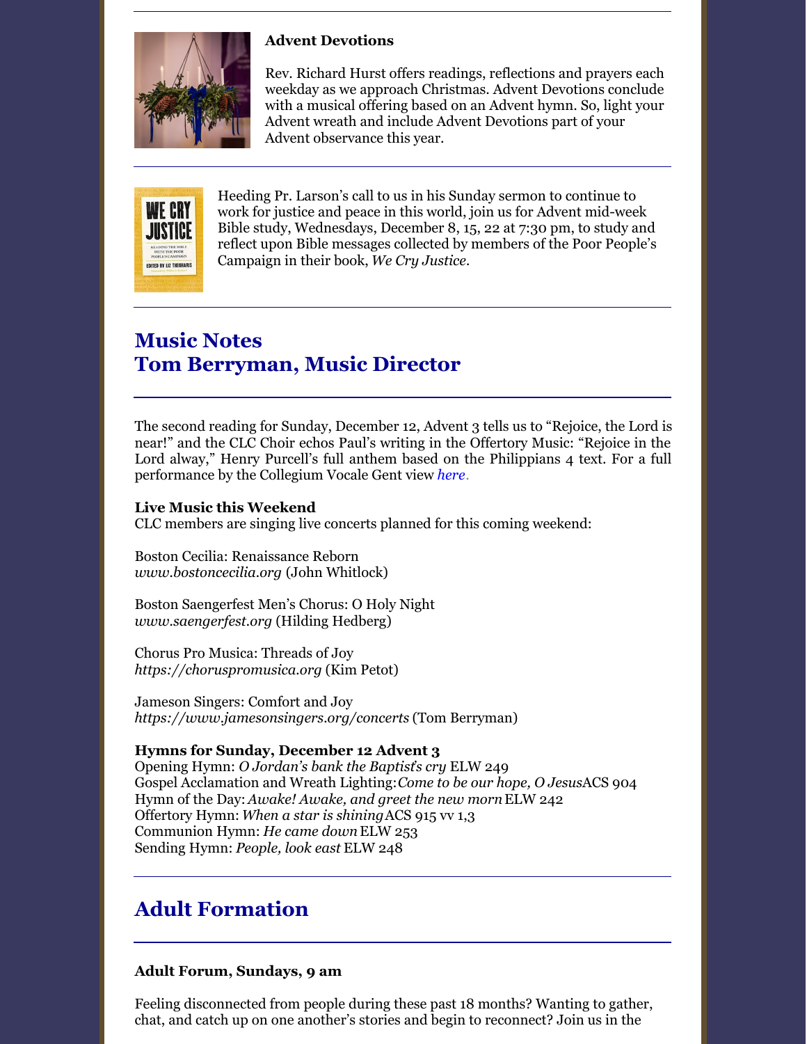**Advent Devotions**

Rev. Richard Hurst offers readings, reflections and prayers each weekday as we approach Christmas. Advent Devotions conclude with a musical offering based on an Advent hymn. So, light your Advent wreath and include Advent Devotions part of your Advent observance this year.

---

Heeding Pr. Larson's call to us in his Sunday sermon to continue to work for justice and peace in this world, join us for Advent mid-week Bible study, Wednesdays, December 8, 15, 22 at 7:30 pm, to study and reflect upon Bible messages collected by members of the Poor People's Campaign in their book, *We Cry Justice*.

---

## Music Notes
## Tom Berryman, Music Director

---

The second reading for Sunday, December 12, Advent 3 tells us to "Rejoice, the Lord is near!" and the CLC Choir echos Paul's writing in the Offertory Music: "Rejoice in the Lord alway," Henry Purcell's full anthem based on the Philippians 4 text. For a full performance by the Collegium Vocale Gent view *here*.

**Live Music this Weekend**
CLC members are singing live concerts planned for this coming weekend:

Boston Cecilia: Renaissance Reborn
*www.bostoncecilia.org* (John Whitlock)

Boston Saengerfest Men's Chorus: O Holy Night
*www.saengerfest.org* (Hilding Hedberg)

Chorus Pro Musica: Threads of Joy
*https://choruspromusica.org* (Kim Petot)

Jameson Singers: Comfort and Joy
*https://www.jamesonsingers.org/concerts* (Tom Berryman)

**Hymns for Sunday, December 12 Advent 3**
Opening Hymn: *O Jordan's bank the Baptist's cry* ELW 249
Gospel Acclamation and Wreath Lighting: *Come to be our hope, O Jesus* ACS 904
Hymn of the Day: *Awake! Awake, and greet the new morn* ELW 242
Offertory Hymn: *When a star is shining* ACS 915 vv 1,3
Communion Hymn: *He came down* ELW 253
Sending Hymn: *People, look east* ELW 248

---

## Adult Formation

---

**Adult Forum, Sundays, 9 am**

Feeling disconnected from people during these past 18 months? Wanting to gather, chat, and catch up on one another's stories and begin to reconnect? Join us in the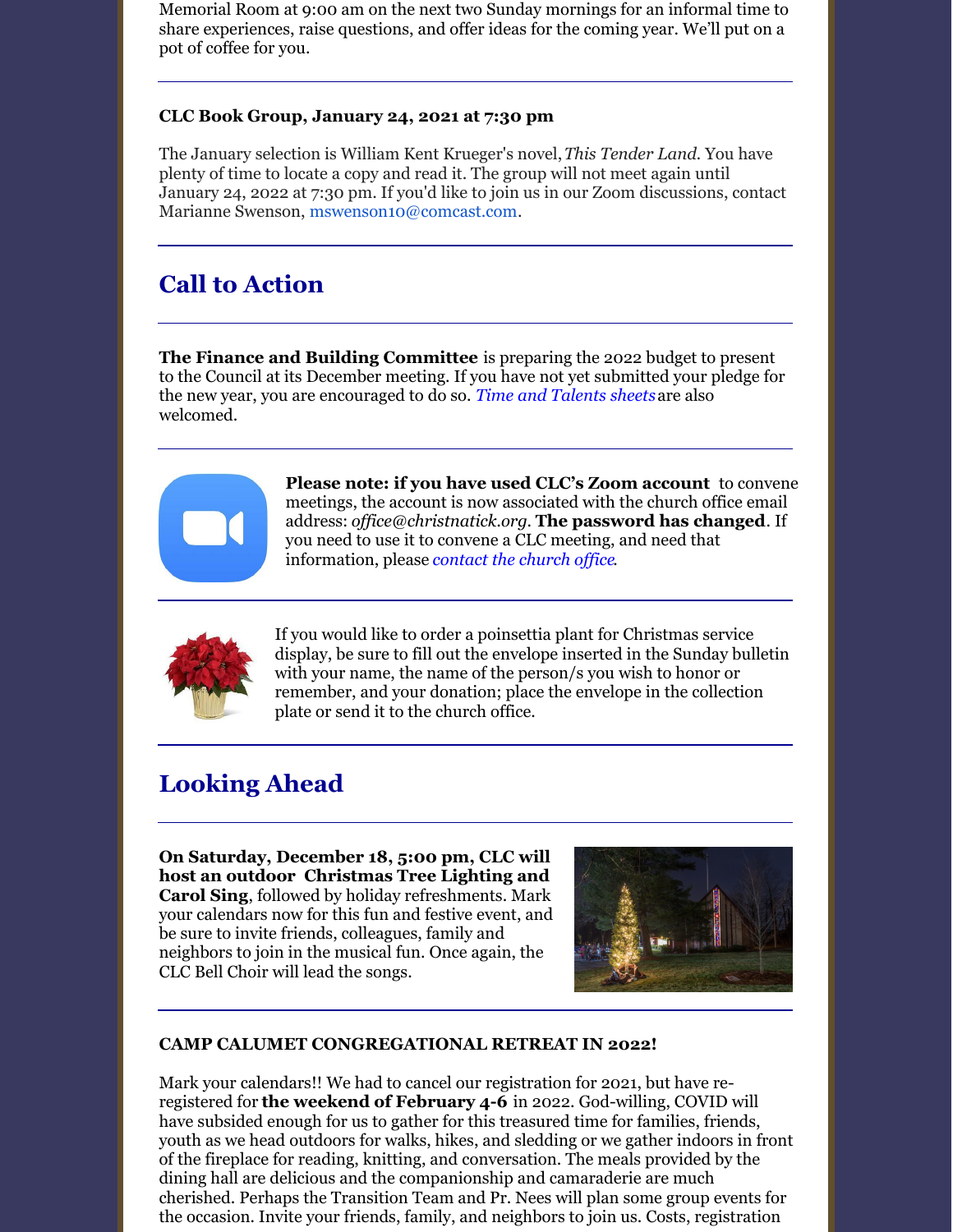Memorial Room at 9:00 am on the next two Sunday mornings for an informal time to share experiences, raise questions, and offer ideas for the coming year. We'll put on a pot of coffee for you.

---

**CLC Book Group, January 24, 2021 at 7:30 pm**

The January selection is William Kent Krueger's novel, *This Tender Land*. You have plenty of time to locate a copy and read it. The group will not meet again until January 24, 2022 at 7:30 pm. If you'd like to join us in our Zoom discussions, contact Marianne Swenson, mswenson10@comcast.net.

---

## Call to Action

---

**The Finance and Building Committee** is preparing the 2022 budget to present to the Council at its December meeting. If you have not yet submitted your pledge for the new year, you are encouraged to do so. *Time and Talents sheets* are also welcomed.

---

**Please note: if you have used CLC's Zoom account** to convene meetings, the account is now associated with the church office email address: *office@christnatick.org*. **The password has changed**. If you need to use it to convene a CLC meeting, and need that information, please *contact the church office*.

---

If you would like to order a poinsettia plant for Christmas service display, be sure to fill out the envelope inserted in the Sunday bulletin with your name, the name of the person/s you wish to honor or remember, and your donation; place the envelope in the collection plate or send it to the church office.

---

## Looking Ahead

---

**On Saturday, December 18, 5:00 pm, CLC will host an outdoor Christmas Tree Lighting and Carol Sing**, followed by holiday refreshments. Mark your calendars now for this fun and festive event, and be sure to invite friends, colleagues, family and neighbors to join in the musical fun. Once again, the CLC Bell Choir will lead the songs.

---

**CAMP CALUMET CONGREGATIONAL RETREAT IN 2022!**

Mark your calendars!! We had to cancel our registration for 2021, but have re-registered for **the weekend of February 4-6** in 2022. God-willing, COVID will have subsided enough for us to gather for this treasured time for families, friends, youth as we head outdoors for walks, hikes, and sledding or we gather indoors in front of the fireplace for reading, knitting, and conversation. The meals provided by the dining hall are delicious and the companionship and camaraderie are much cherished. Perhaps the Transition Team and Pr. Nees will plan some group events for the occasion. Invite your friends, family, and neighbors to join us. Costs, registration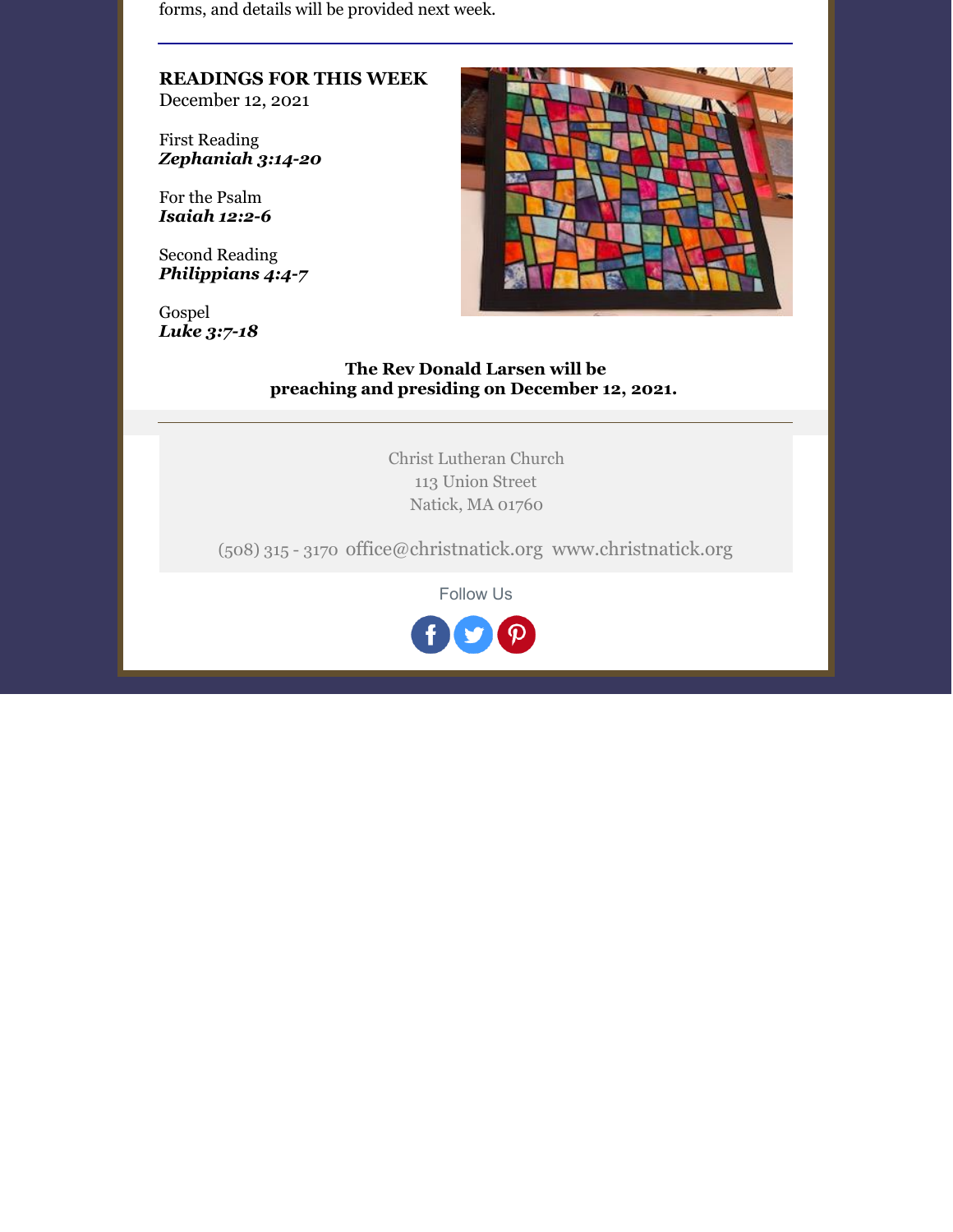forms, and details will be provided next week.

---

**READINGS FOR THIS WEEK**
December 12, 2021

First Reading
***Zephaniah 3:14-20***

For the Psalm
***Isaiah 12:2-6***

Second Reading
***Philippians 4:4-7***

Gospel
***Luke 3:7-18***

**The Rev Donald Larsen will be preaching and presiding on December 12, 2021.**

---

Christ Lutheran Church
113 Union Street
Natick, MA 01760

(508) 315 - 3170 office@christnatick.org www.christnatick.org

Follow Us